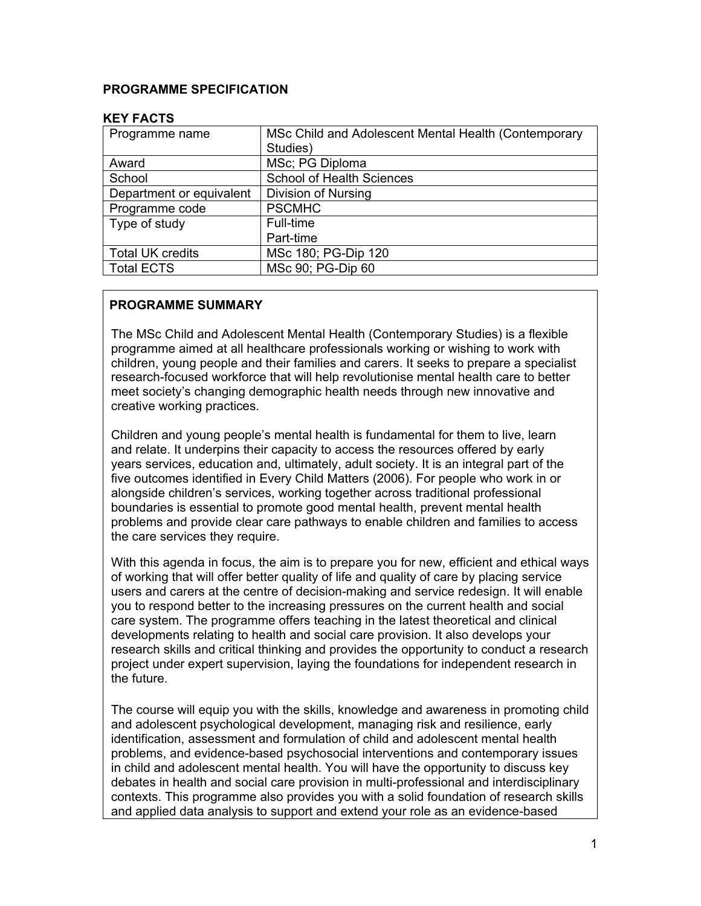# PROGRAMME SPECIFICATION

## KEY FACTS

| | |
|---|---|
| Programme name | MSc Child and Adolescent Mental Health (Contemporary Studies) |
| Award | MSc; PG Diploma |
| School | School of Health Sciences |
| Department or equivalent | Division of Nursing |
| Programme code | PSCMHC |
| Type of study | Full-time<br>Part-time |
| Total UK credits | MSc 180; PG-Dip 120 |
| Total ECTS | MSc 90; PG-Dip 60 |

## PROGRAMME SUMMARY

The MSc Child and Adolescent Mental Health (Contemporary Studies) is a flexible programme aimed at all healthcare professionals working or wishing to work with children, young people and their families and carers. It seeks to prepare a specialist research-focused workforce that will help revolutionise mental health care to better meet society's changing demographic health needs through new innovative and creative working practices.

Children and young people's mental health is fundamental for them to live, learn and relate. It underpins their capacity to access the resources offered by early years services, education and, ultimately, adult society. It is an integral part of the five outcomes identified in Every Child Matters (2006). For people who work in or alongside children's services, working together across traditional professional boundaries is essential to promote good mental health, prevent mental health problems and provide clear care pathways to enable children and families to access the care services they require.

With this agenda in focus, the aim is to prepare you for new, efficient and ethical ways of working that will offer better quality of life and quality of care by placing service users and carers at the centre of decision-making and service redesign. It will enable you to respond better to the increasing pressures on the current health and social care system. The programme offers teaching in the latest theoretical and clinical developments relating to health and social care provision. It also develops your research skills and critical thinking and provides the opportunity to conduct a research project under expert supervision, laying the foundations for independent research in the future.

The course will equip you with the skills, knowledge and awareness in promoting child and adolescent psychological development, managing risk and resilience, early identification, assessment and formulation of child and adolescent mental health problems, and evidence-based psychosocial interventions and contemporary issues in child and adolescent mental health. You will have the opportunity to discuss key debates in health and social care provision in multi-professional and interdisciplinary contexts. This programme also provides you with a solid foundation of research skills and applied data analysis to support and extend your role as an evidence-based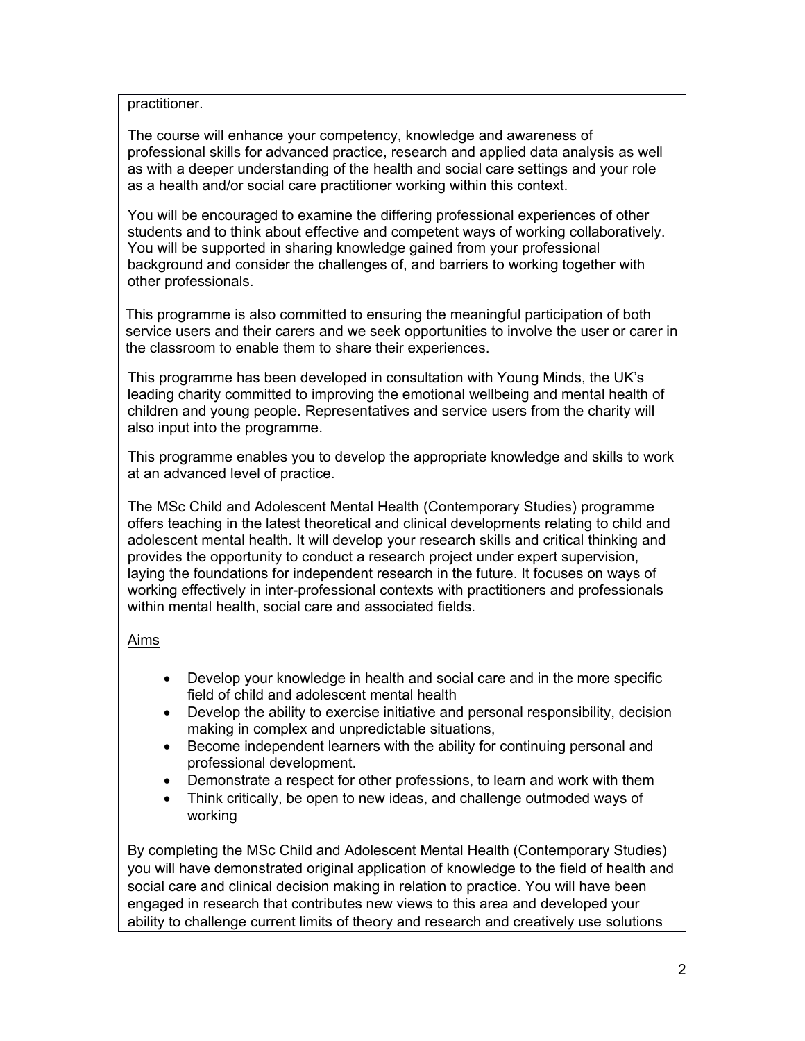practitioner.

The course will enhance your competency, knowledge and awareness of professional skills for advanced practice, research and applied data analysis as well as with a deeper understanding of the health and social care settings and your role as a health and/or social care practitioner working within this context.

You will be encouraged to examine the differing professional experiences of other students and to think about effective and competent ways of working collaboratively. You will be supported in sharing knowledge gained from your professional background and consider the challenges of, and barriers to working together with other professionals.

This programme is also committed to ensuring the meaningful participation of both service users and their carers and we seek opportunities to involve the user or carer in the classroom to enable them to share their experiences.

This programme has been developed in consultation with Young Minds, the UK's leading charity committed to improving the emotional wellbeing and mental health of children and young people. Representatives and service users from the charity will also input into the programme.

This programme enables you to develop the appropriate knowledge and skills to work at an advanced level of practice.

The MSc Child and Adolescent Mental Health (Contemporary Studies) programme offers teaching in the latest theoretical and clinical developments relating to child and adolescent mental health. It will develop your research skills and critical thinking and provides the opportunity to conduct a research project under expert supervision, laying the foundations for independent research in the future. It focuses on ways of working effectively in inter-professional contexts with practitioners and professionals within mental health, social care and associated fields.

Aims

- Develop your knowledge in health and social care and in the more specific field of child and adolescent mental health
- Develop the ability to exercise initiative and personal responsibility, decision making in complex and unpredictable situations,
- Become independent learners with the ability for continuing personal and professional development.
- Demonstrate a respect for other professions, to learn and work with them
- Think critically, be open to new ideas, and challenge outmoded ways of working

By completing the MSc Child and Adolescent Mental Health (Contemporary Studies) you will have demonstrated original application of knowledge to the field of health and social care and clinical decision making in relation to practice. You will have been engaged in research that contributes new views to this area and developed your ability to challenge current limits of theory and research and creatively use solutions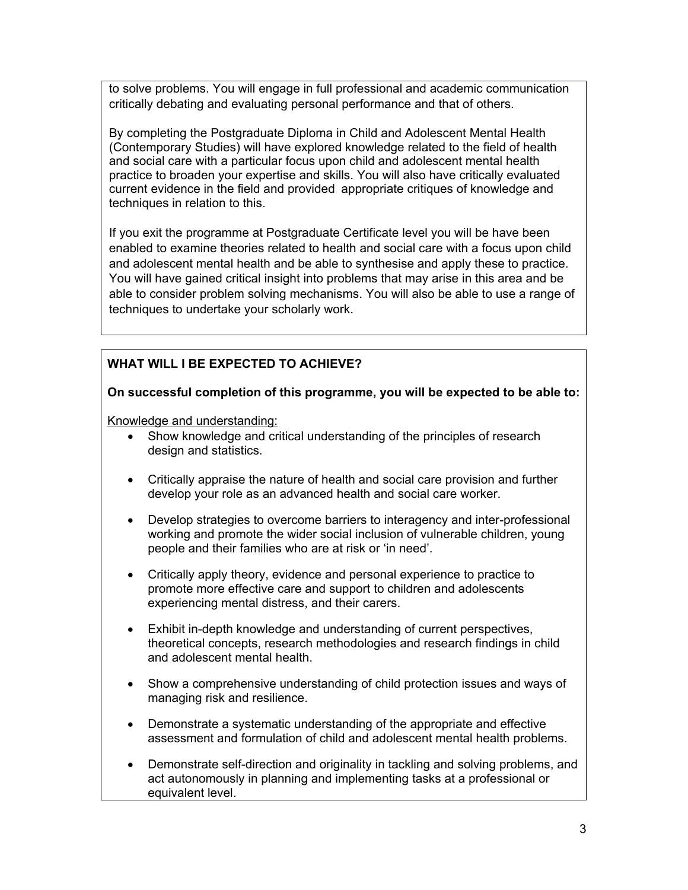to solve problems. You will engage in full professional and academic communication critically debating and evaluating personal performance and that of others.

By completing the Postgraduate Diploma in Child and Adolescent Mental Health (Contemporary Studies) will have explored knowledge related to the field of health and social care with a particular focus upon child and adolescent mental health practice to broaden your expertise and skills. You will also have critically evaluated current evidence in the field and provided appropriate critiques of knowledge and techniques in relation to this.

If you exit the programme at Postgraduate Certificate level you will be have been enabled to examine theories related to health and social care with a focus upon child and adolescent mental health and be able to synthesise and apply these to practice. You will have gained critical insight into problems that may arise in this area and be able to consider problem solving mechanisms. You will also be able to use a range of techniques to undertake your scholarly work.

## WHAT WILL I BE EXPECTED TO ACHIEVE?

**On successful completion of this programme, you will be expected to be able to:**

Knowledge and understanding:

- Show knowledge and critical understanding of the principles of research design and statistics.
- Critically appraise the nature of health and social care provision and further develop your role as an advanced health and social care worker.
- Develop strategies to overcome barriers to interagency and inter-professional working and promote the wider social inclusion of vulnerable children, young people and their families who are at risk or 'in need'.
- Critically apply theory, evidence and personal experience to practice to promote more effective care and support to children and adolescents experiencing mental distress, and their carers.
- Exhibit in-depth knowledge and understanding of current perspectives, theoretical concepts, research methodologies and research findings in child and adolescent mental health.
- Show a comprehensive understanding of child protection issues and ways of managing risk and resilience.
- Demonstrate a systematic understanding of the appropriate and effective assessment and formulation of child and adolescent mental health problems.
- Demonstrate self-direction and originality in tackling and solving problems, and act autonomously in planning and implementing tasks at a professional or equivalent level.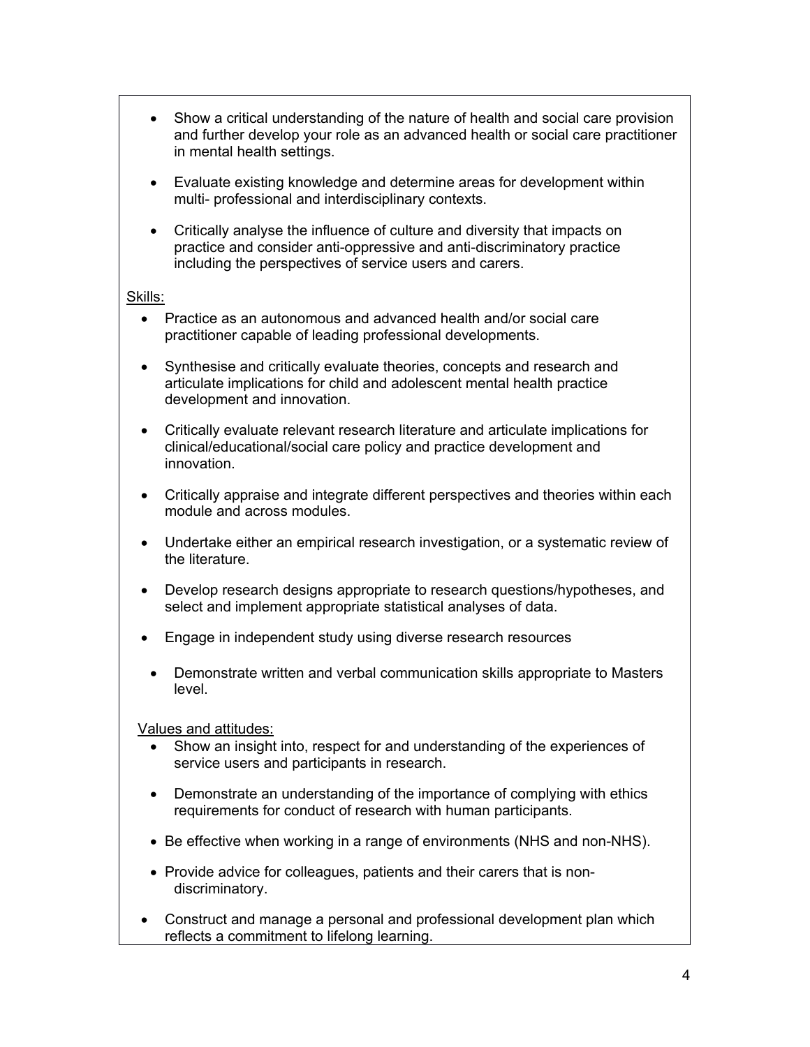- Show a critical understanding of the nature of health and social care provision and further develop your role as an advanced health or social care practitioner in mental health settings.
- Evaluate existing knowledge and determine areas for development within multi- professional and interdisciplinary contexts.
- Critically analyse the influence of culture and diversity that impacts on practice and consider anti-oppressive and anti-discriminatory practice including the perspectives of service users and carers.

<u>Skills:</u>

- Practice as an autonomous and advanced health and/or social care practitioner capable of leading professional developments.
- Synthesise and critically evaluate theories, concepts and research and articulate implications for child and adolescent mental health practice development and innovation.
- Critically evaluate relevant research literature and articulate implications for clinical/educational/social care policy and practice development and innovation.
- Critically appraise and integrate different perspectives and theories within each module and across modules.
- Undertake either an empirical research investigation, or a systematic review of the literature.
- Develop research designs appropriate to research questions/hypotheses, and select and implement appropriate statistical analyses of data.
- Engage in independent study using diverse research resources
- Demonstrate written and verbal communication skills appropriate to Masters level.

<u>Values and attitudes:</u>

- Show an insight into, respect for and understanding of the experiences of service users and participants in research.
- Demonstrate an understanding of the importance of complying with ethics requirements for conduct of research with human participants.
- Be effective when working in a range of environments (NHS and non-NHS).
- Provide advice for colleagues, patients and their carers that is non-discriminatory.
- Construct and manage a personal and professional development plan which reflects a commitment to lifelong learning.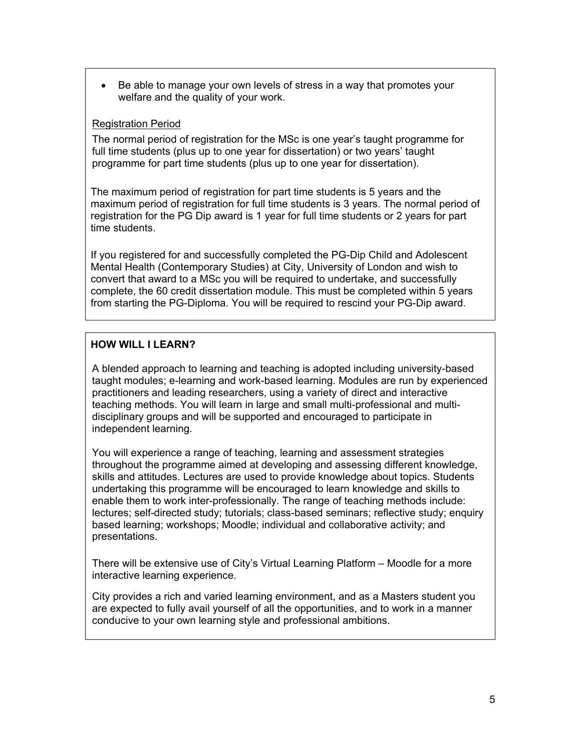- Be able to manage your own levels of stress in a way that promotes your welfare and the quality of your work.

Registration Period

The normal period of registration for the MSc is one year's taught programme for full time students (plus up to one year for dissertation) or two years' taught programme for part time students (plus up to one year for dissertation).

The maximum period of registration for part time students is 5 years and the maximum period of registration for full time students is 3 years. The normal period of registration for the PG Dip award is 1 year for full time students or 2 years for part time students.

If you registered for and successfully completed the PG-Dip Child and Adolescent Mental Health (Contemporary Studies) at City, University of London and wish to convert that award to a MSc you will be required to undertake, and successfully complete, the 60 credit dissertation module. This must be completed within 5 years from starting the PG-Diploma. You will be required to rescind your PG-Dip award.

## HOW WILL I LEARN?

A blended approach to learning and teaching is adopted including university-based taught modules; e-learning and work-based learning. Modules are run by experienced practitioners and leading researchers, using a variety of direct and interactive teaching methods. You will learn in large and small multi-professional and multi-disciplinary groups and will be supported and encouraged to participate in independent learning.

You will experience a range of teaching, learning and assessment strategies throughout the programme aimed at developing and assessing different knowledge, skills and attitudes. Lectures are used to provide knowledge about topics. Students undertaking this programme will be encouraged to learn knowledge and skills to enable them to work inter-professionally. The range of teaching methods include: lectures; self-directed study; tutorials; class-based seminars; reflective study; enquiry based learning; workshops; Moodle; individual and collaborative activity; and presentations.

There will be extensive use of City's Virtual Learning Platform – Moodle for a more interactive learning experience.

City provides a rich and varied learning environment, and as a Masters student you are expected to fully avail yourself of all the opportunities, and to work in a manner conducive to your own learning style and professional ambitions.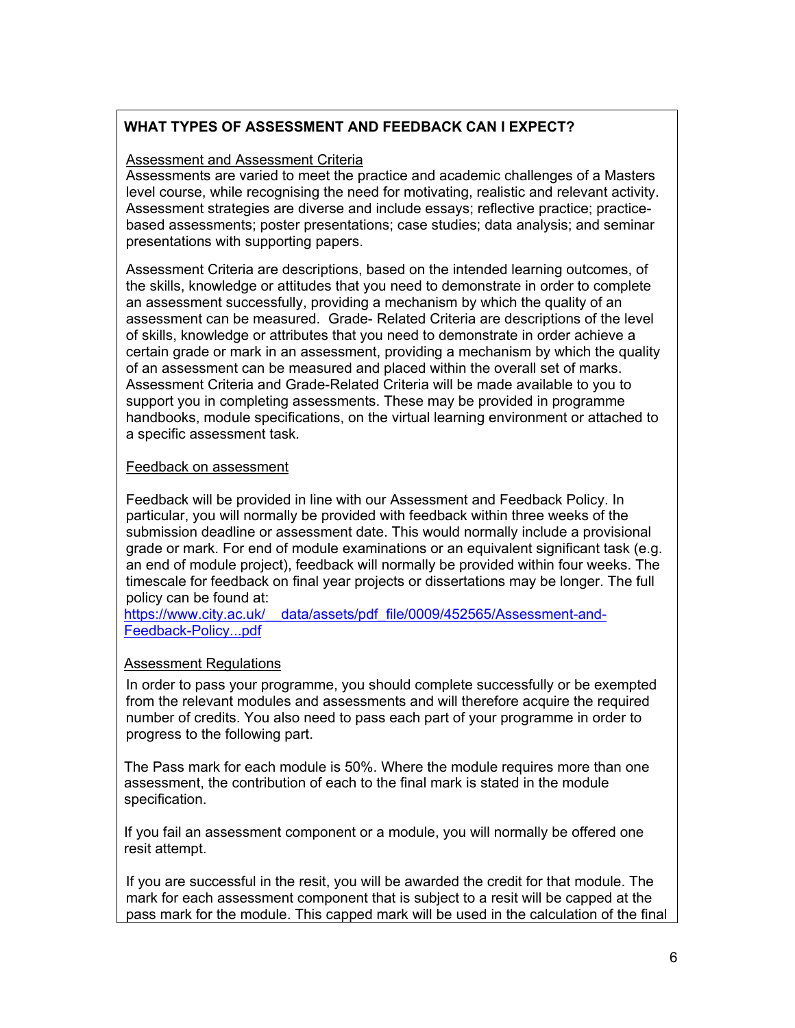## WHAT TYPES OF ASSESSMENT AND FEEDBACK CAN I EXPECT?

Assessment and Assessment Criteria

Assessments are varied to meet the practice and academic challenges of a Masters level course, while recognising the need for motivating, realistic and relevant activity. Assessment strategies are diverse and include essays; reflective practice; practice-based assessments; poster presentations; case studies; data analysis; and seminar presentations with supporting papers.

Assessment Criteria are descriptions, based on the intended learning outcomes, of the skills, knowledge or attitudes that you need to demonstrate in order to complete an assessment successfully, providing a mechanism by which the quality of an assessment can be measured. Grade- Related Criteria are descriptions of the level of skills, knowledge or attributes that you need to demonstrate in order achieve a certain grade or mark in an assessment, providing a mechanism by which the quality of an assessment can be measured and placed within the overall set of marks. Assessment Criteria and Grade-Related Criteria will be made available to you to support you in completing assessments. These may be provided in programme handbooks, module specifications, on the virtual learning environment or attached to a specific assessment task.

Feedback on assessment

Feedback will be provided in line with our Assessment and Feedback Policy. In particular, you will normally be provided with feedback within three weeks of the submission deadline or assessment date. This would normally include a provisional grade or mark. For end of module examinations or an equivalent significant task (e.g. an end of module project), feedback will normally be provided within four weeks. The timescale for feedback on final year projects or dissertations may be longer. The full policy can be found at:
https://www.city.ac.uk/__data/assets/pdf_file/0009/452565/Assessment-and-Feedback-Policy...pdf

Assessment Regulations

In order to pass your programme, you should complete successfully or be exempted from the relevant modules and assessments and will therefore acquire the required number of credits. You also need to pass each part of your programme in order to progress to the following part.

The Pass mark for each module is 50%. Where the module requires more than one assessment, the contribution of each to the final mark is stated in the module specification.

If you fail an assessment component or a module, you will normally be offered one resit attempt.

If you are successful in the resit, you will be awarded the credit for that module. The mark for each assessment component that is subject to a resit will be capped at the pass mark for the module. This capped mark will be used in the calculation of the final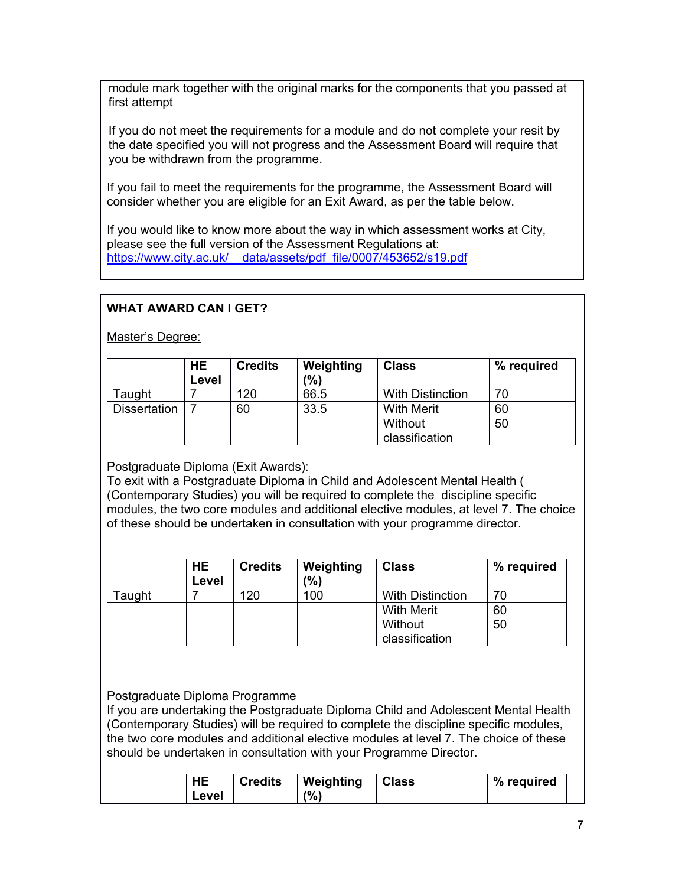module mark together with the original marks for the components that you passed at first attempt

If you do not meet the requirements for a module and do not complete your resit by the date specified you will not progress and the Assessment Board will require that you be withdrawn from the programme.

If you fail to meet the requirements for the programme, the Assessment Board will consider whether you are eligible for an Exit Award, as per the table below.

If you would like to know more about the way in which assessment works at City, please see the full version of the Assessment Regulations at: https://www.city.ac.uk/__data/assets/pdf_file/0007/453652/s19.pdf

**WHAT AWARD CAN I GET?**

Master's Degree:

| | HE Level | Credits | Weighting (%) | Class | % required |
|---|---|---|---|---|---|
| Taught | 7 | 120 | 66.5 | With Distinction | 70 |
| Dissertation | 7 | 60 | 33.5 | With Merit | 60 |
| | | | | Without classification | 50 |

Postgraduate Diploma (Exit Awards):
To exit with a Postgraduate Diploma in Child and Adolescent Mental Health ( (Contemporary Studies) you will be required to complete the discipline specific modules, the two core modules and additional elective modules, at level 7. The choice of these should be undertaken in consultation with your programme director.

| | HE Level | Credits | Weighting (%) | Class | % required |
|---|---|---|---|---|---|
| Taught | 7 | 120 | 100 | With Distinction | 70 |
| | | | | With Merit | 60 |
| | | | | Without classification | 50 |

Postgraduate Diploma Programme
If you are undertaking the Postgraduate Diploma Child and Adolescent Mental Health (Contemporary Studies) will be required to complete the discipline specific modules, the two core modules and additional elective modules at level 7. The choice of these should be undertaken in consultation with your Programme Director.

| | HE Level | Credits | Weighting (%) | Class | % required |
|---|---|---|---|---|---|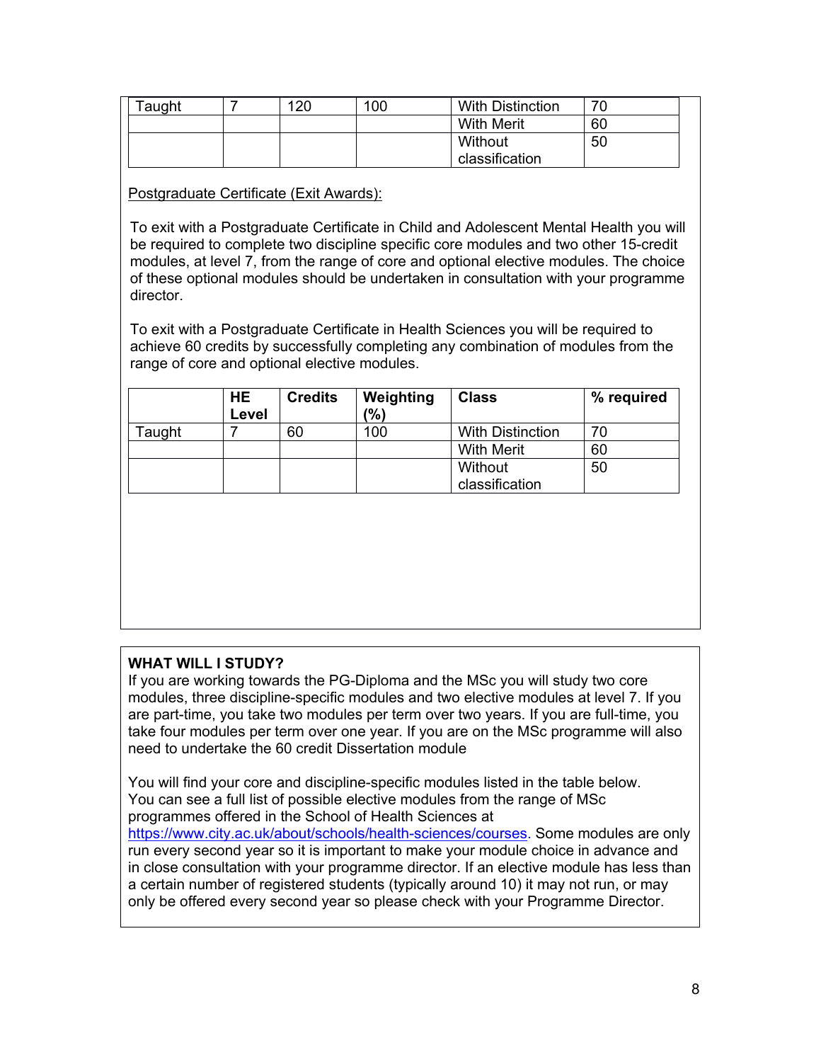| | | | | | |
|---|---|---|---|---|---|
| Taught | 7 | 120 | 100 | With Distinction | 70 |
| | | | | With Merit | 60 |
| | | | | Without classification | 50 |

Postgraduate Certificate (Exit Awards):

To exit with a Postgraduate Certificate in Child and Adolescent Mental Health you will be required to complete two discipline specific core modules and two other 15-credit modules, at level 7, from the range of core and optional elective modules. The choice of these optional modules should be undertaken in consultation with your programme director.

To exit with a Postgraduate Certificate in Health Sciences you will be required to achieve 60 credits by successfully completing any combination of modules from the range of core and optional elective modules.

| | HE Level | Credits | Weighting (%) | Class | % required |
|---|---|---|---|---|---|
| Taught | 7 | 60 | 100 | With Distinction | 70 |
| | | | | With Merit | 60 |
| | | | | Without classification | 50 |

**WHAT WILL I STUDY?**

If you are working towards the PG-Diploma and the MSc you will study two core modules, three discipline-specific modules and two elective modules at level 7. If you are part-time, you take two modules per term over two years. If you are full-time, you take four modules per term over one year. If you are on the MSc programme will also need to undertake the 60 credit Dissertation module

You will find your core and discipline-specific modules listed in the table below. You can see a full list of possible elective modules from the range of MSc programmes offered in the School of Health Sciences at https://www.city.ac.uk/about/schools/health-sciences/courses. Some modules are only run every second year so it is important to make your module choice in advance and in close consultation with your programme director. If an elective module has less than a certain number of registered students (typically around 10) it may not run, or may only be offered every second year so please check with your Programme Director.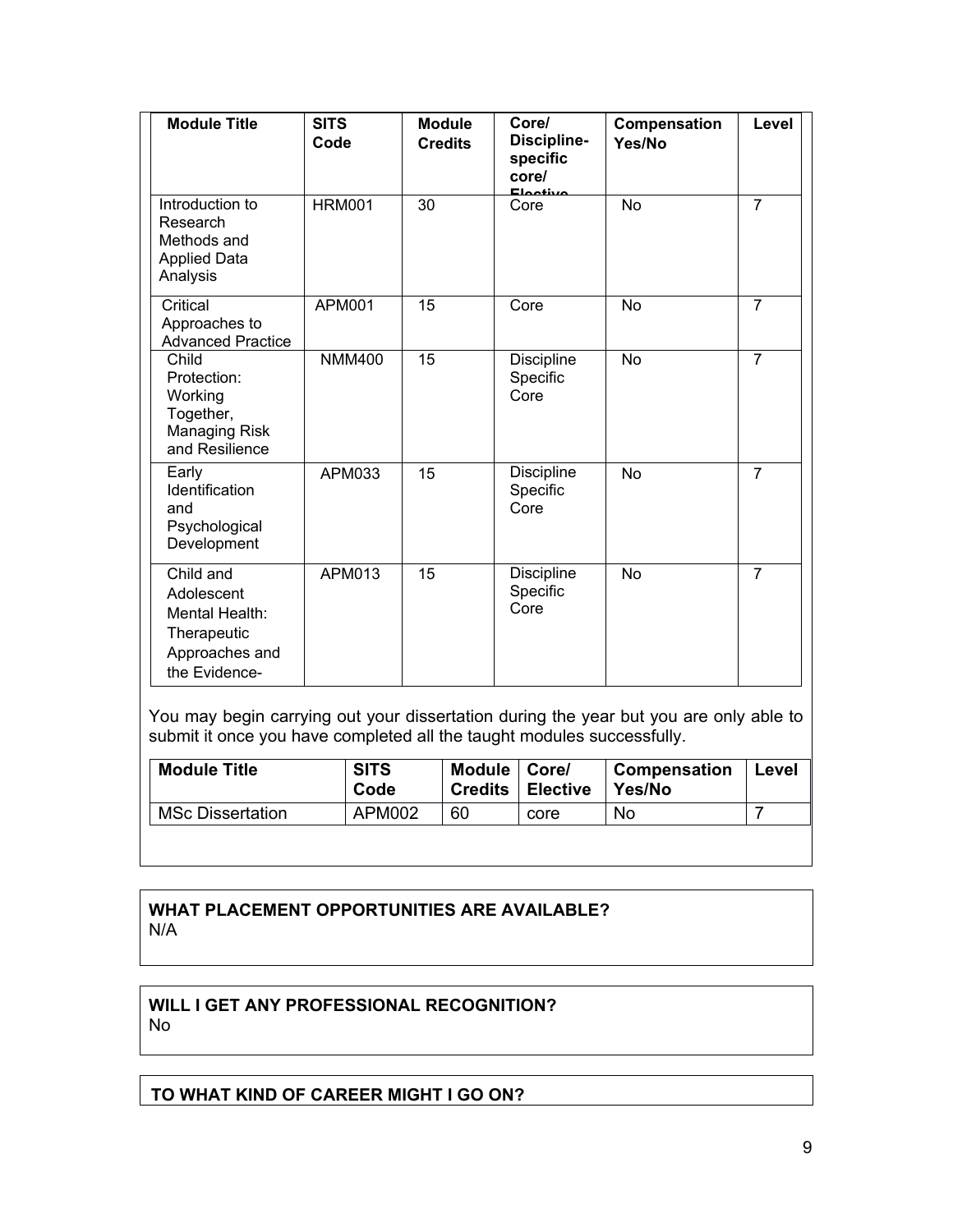| Module Title | SITS Code | Module Credits | Core/ Discipline-specific core/ Elective | Compensation Yes/No | Level |
|---|---|---|---|---|---|
| Introduction to Research Methods and Applied Data Analysis | HRM001 | 30 | Core | No | 7 |
| Critical Approaches to Advanced Practice | APM001 | 15 | Core | No | 7 |
| Child Protection: Working Together, Managing Risk and Resilience | NMM400 | 15 | Discipline Specific Core | No | 7 |
| Early Identification and Psychological Development | APM033 | 15 | Discipline Specific Core | No | 7 |
| Child and Adolescent Mental Health: Therapeutic Approaches and the Evidence- | APM013 | 15 | Discipline Specific Core | No | 7 |

You may begin carrying out your dissertation during the year but you are only able to submit it once you have completed all the taught modules successfully.

| Module Title | SITS Code | Module Credits | Core/ Elective | Compensation Yes/No | Level |
|---|---|---|---|---|---|
| MSc Dissertation | APM002 | 60 | core | No | 7 |

**WHAT PLACEMENT OPPORTUNITIES ARE AVAILABLE?**
N/A

**WILL I GET ANY PROFESSIONAL RECOGNITION?**
No

**TO WHAT KIND OF CAREER MIGHT I GO ON?**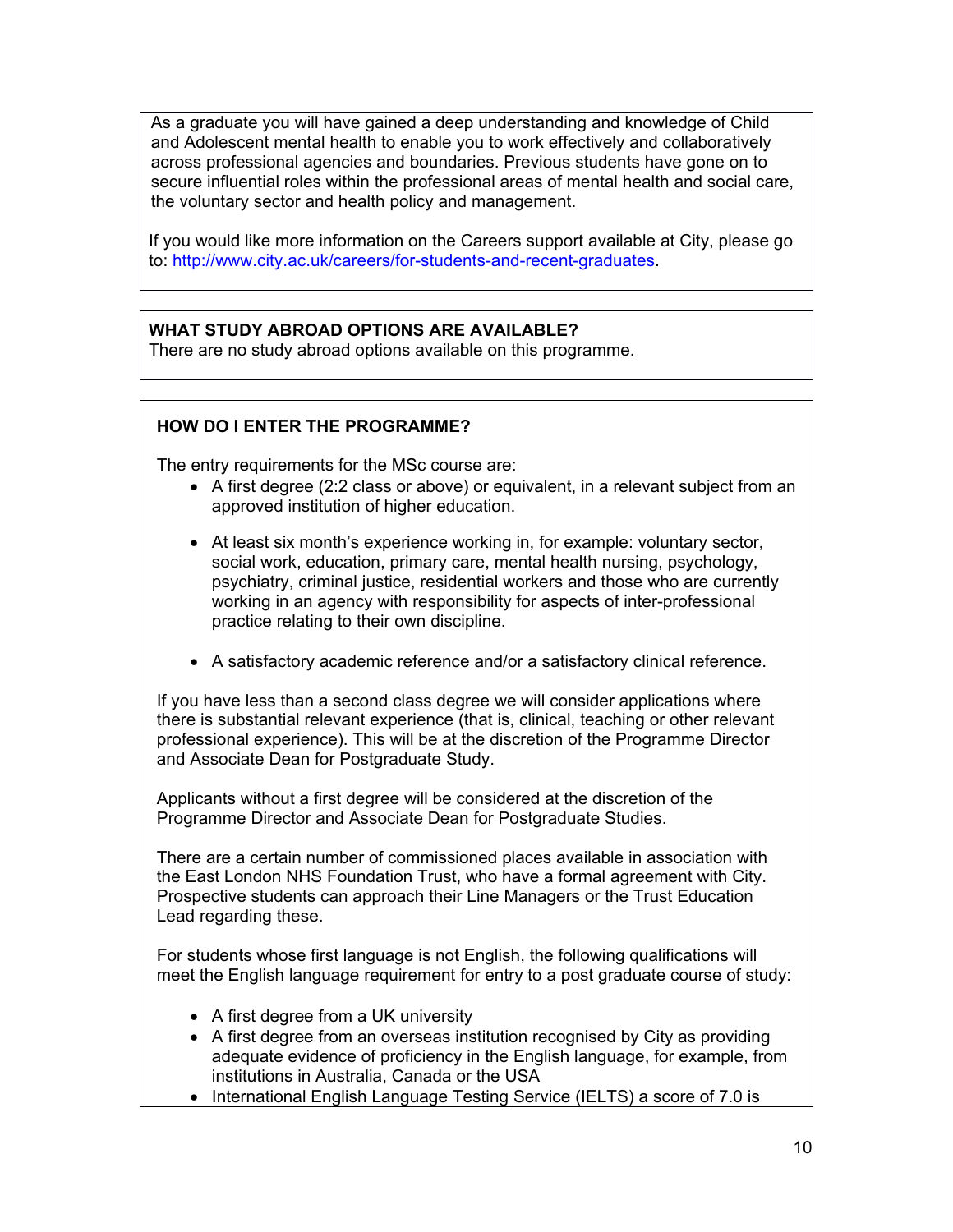As a graduate you will have gained a deep understanding and knowledge of Child and Adolescent mental health to enable you to work effectively and collaboratively across professional agencies and boundaries. Previous students have gone on to secure influential roles within the professional areas of mental health and social care, the voluntary sector and health policy and management.

If you would like more information on the Careers support available at City, please go to: http://www.city.ac.uk/careers/for-students-and-recent-graduates.

**WHAT STUDY ABROAD OPTIONS ARE AVAILABLE?**

There are no study abroad options available on this programme.

**HOW DO I ENTER THE PROGRAMME?**

The entry requirements for the MSc course are:

- A first degree (2:2 class or above) or equivalent, in a relevant subject from an approved institution of higher education.
- At least six month's experience working in, for example: voluntary sector, social work, education, primary care, mental health nursing, psychology, psychiatry, criminal justice, residential workers and those who are currently working in an agency with responsibility for aspects of inter-professional practice relating to their own discipline.
- A satisfactory academic reference and/or a satisfactory clinical reference.

If you have less than a second class degree we will consider applications where there is substantial relevant experience (that is, clinical, teaching or other relevant professional experience). This will be at the discretion of the Programme Director and Associate Dean for Postgraduate Study.

Applicants without a first degree will be considered at the discretion of the Programme Director and Associate Dean for Postgraduate Studies.

There are a certain number of commissioned places available in association with the East London NHS Foundation Trust, who have a formal agreement with City. Prospective students can approach their Line Managers or the Trust Education Lead regarding these.

For students whose first language is not English, the following qualifications will meet the English language requirement for entry to a post graduate course of study:

- A first degree from a UK university
- A first degree from an overseas institution recognised by City as providing adequate evidence of proficiency in the English language, for example, from institutions in Australia, Canada or the USA
- International English Language Testing Service (IELTS) a score of 7.0 is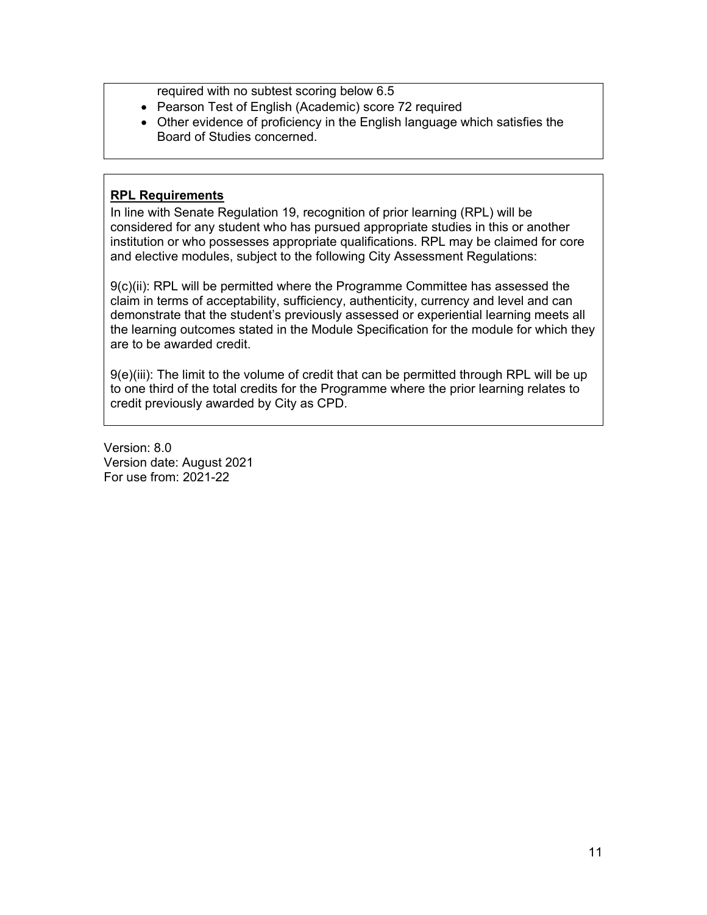required with no subtest scoring below 6.5

- Pearson Test of English (Academic) score 72 required
- Other evidence of proficiency in the English language which satisfies the Board of Studies concerned.

**RPL Requirements**

In line with Senate Regulation 19, recognition of prior learning (RPL) will be considered for any student who has pursued appropriate studies in this or another institution or who possesses appropriate qualifications. RPL may be claimed for core and elective modules, subject to the following City Assessment Regulations:

9(c)(ii): RPL will be permitted where the Programme Committee has assessed the claim in terms of acceptability, sufficiency, authenticity, currency and level and can demonstrate that the student's previously assessed or experiential learning meets all the learning outcomes stated in the Module Specification for the module for which they are to be awarded credit.

9(e)(iii): The limit to the volume of credit that can be permitted through RPL will be up to one third of the total credits for the Programme where the prior learning relates to credit previously awarded by City as CPD.

Version: 8.0
Version date: August 2021
For use from: 2021-22